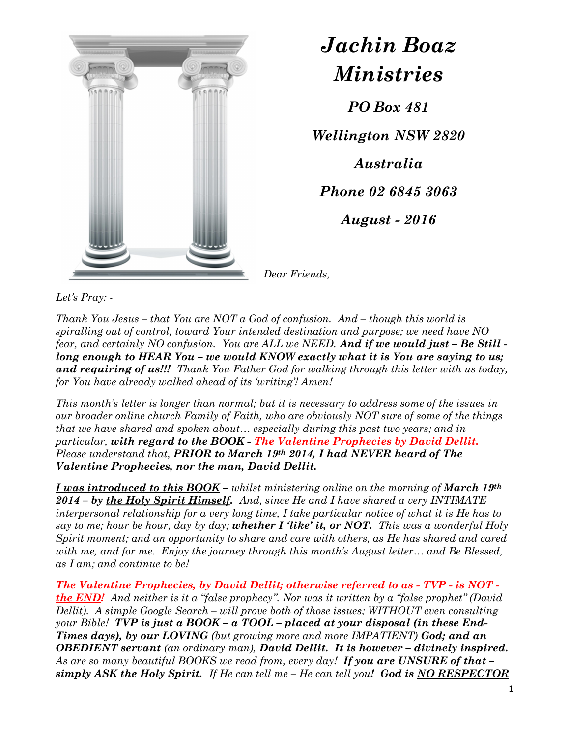# *Jachin Boaz Ministries*

*PO Box 481*

*Wellington NSW 2820*

*Australia*

*Phone 02 6845 3063*

*August - 2016*

*Dear Friends,*

*Let's Pray: -*

*Thank You Jesus – that You are NOT a God of confusion. And – though this world is spiralling out of control, toward Your intended destination and purpose; we need have NO fear, and certainly NO confusion. You are ALL we NEED.* ***And if we would just – Be Still - long enough to HEAR You – we would KNOW exactly what it is You are saying to us; and requiring of us!!!*** *Thank You Father God for walking through this letter with us today, for You have already walked ahead of its 'writing'! Amen!*

*This month's letter is longer than normal; but it is necessary to address some of the issues in our broader online church Family of Faith, who are obviously NOT sure of some of the things that we have shared and spoken about… especially during this past two years; and in particular,* ***with regard to the BOOK - The Valentine Prophecies by David Dellit.*** *Please understand that,* ***PRIOR to March 19th 2014, I had NEVER heard of The Valentine Prophecies, nor the man, David Dellit.***

***I was introduced to this BOOK*** *– whilst ministering online on the morning of* ***March 19th 2014 – by the Holy Spirit Himself.*** *And, since He and I have shared a very INTIMATE interpersonal relationship for a very long time, I take particular notice of what it is He has to say to me; hour be hour, day by day;* ***whether I 'like' it, or NOT.*** *This was a wonderful Holy Spirit moment; and an opportunity to share and care with others, as He has shared and cared with me, and for me. Enjoy the journey through this month's August letter… and Be Blessed, as I am; and continue to be!*

***The Valentine Prophecies, by David Dellit; otherwise referred to as - TVP - is NOT - the END!*** *And neither is it a "false prophecy". Nor was it written by a "false prophet" (David Dellit). A simple Google Search – will prove both of those issues; WITHOUT even consulting your Bible!* ***TVP is just a BOOK – a TOOL – placed at your disposal (in these End-Times days), by our LOVING*** *(but growing more and more IMPATIENT)* ***God; and an OBEDIENT servant*** *(an ordinary man),* ***David Dellit. It is however – divinely inspired.*** *As are so many beautiful BOOKS we read from, every day!* ***If you are UNSURE of that – simply ASK the Holy Spirit.*** *If He can tell me – He can tell you!* ***God is NO RESPECTOR***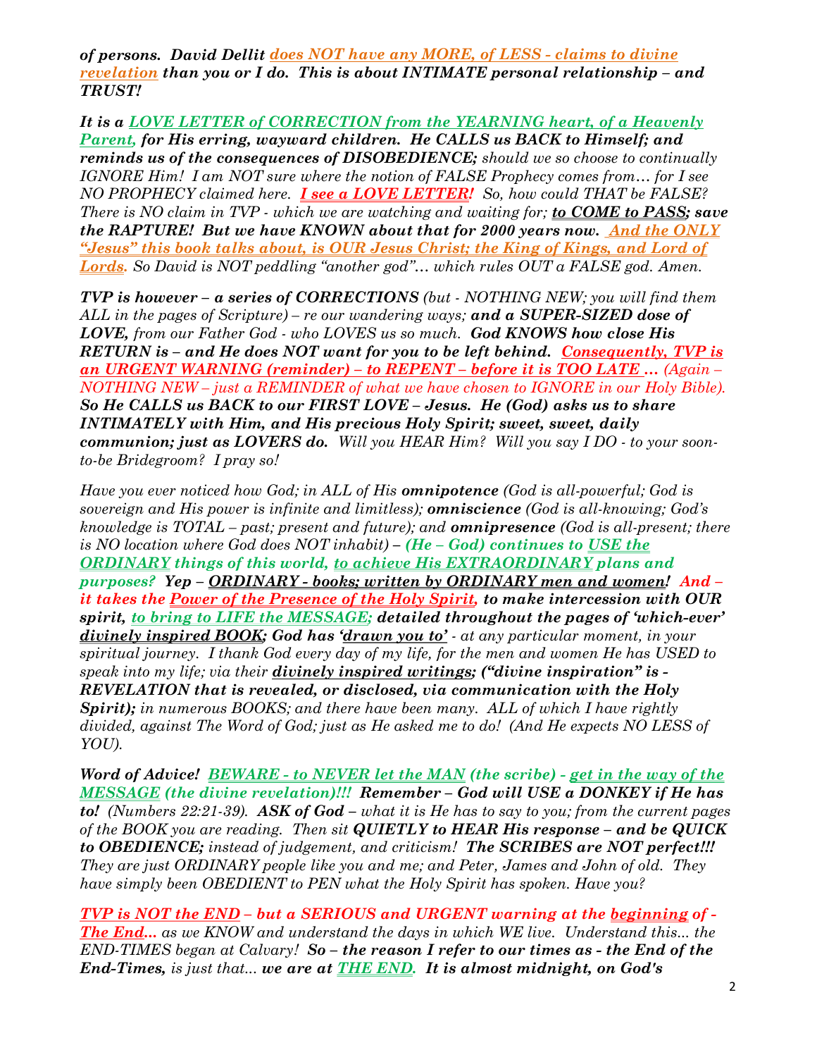***of persons. David Dellit does NOT have any MORE, of LESS - claims to divine revelation than you or I do. This is about INTIMATE personal relationship – and TRUST!***

***It is a LOVE LETTER of CORRECTION from the YEARNING heart, of a Heavenly Parent, for His erring, wayward children. He CALLS us BACK to Himself; and reminds us of the consequences of DISOBEDIENCE;*** *should we so choose to continually IGNORE Him! I am NOT sure where the notion of FALSE Prophecy comes from… for I see NO PROPHECY claimed here.* ***I see a LOVE LETTER!*** *So, how could THAT be FALSE? There is NO claim in TVP - which we are watching and waiting for;* ***to COME to PASS; save the RAPTURE! But we have KNOWN about that for 2000 years now. And the ONLY "Jesus" this book talks about, is OUR Jesus Christ; the King of Kings, and Lord of Lords.*** *So David is NOT peddling "another god"… which rules OUT a FALSE god. Amen.*

***TVP is however – a series of CORRECTIONS*** *(but - NOTHING NEW; you will find them ALL in the pages of Scripture) – re our wandering ways;* ***and a SUPER-SIZED dose of LOVE,*** *from our Father God - who LOVES us so much.* ***God KNOWS how close His RETURN is – and He does NOT want for you to be left behind. Consequently, TVP is an URGENT WARNING (reminder) – to REPENT – before it is TOO LATE …*** *(Again – NOTHING NEW – just a REMINDER of what we have chosen to IGNORE in our Holy Bible).* ***So He CALLS us BACK to our FIRST LOVE – Jesus. He (God) asks us to share INTIMATELY with Him, and His precious Holy Spirit; sweet, sweet, daily communion; just as LOVERS do.*** *Will you HEAR Him? Will you say I DO - to your soon-to-be Bridegroom? I pray so!*

*Have you ever noticed how God; in ALL of His* ***omnipotence*** *(God is all-powerful; God is sovereign and His power is infinite and limitless);* ***omniscience*** *(God is all-knowing; God's knowledge is TOTAL – past; present and future); and* ***omnipresence*** *(God is all-present; there is NO location where God does NOT inhabit) –* ***(He – God) continues to USE the ORDINARY things of this world, to achieve His EXTRAORDINARY plans and purposes? Yep – ORDINARY - books; written by ORDINARY men and women! And – it takes the Power of the Presence of the Holy Spirit, to make intercession with OUR spirit, to bring to LIFE the MESSAGE; detailed throughout the pages of 'which-ever' divinely inspired BOOK; God has 'drawn you to'*** *- at any particular moment, in your spiritual journey. I thank God every day of my life, for the men and women He has USED to speak into my life; via their* ***divinely inspired writings; ("divine inspiration" is - REVELATION that is revealed, or disclosed, via communication with the Holy Spirit);*** *in numerous BOOKS; and there have been many. ALL of which I have rightly divided, against The Word of God; just as He asked me to do! (And He expects NO LESS of YOU).*

***Word of Advice! BEWARE - to NEVER let the MAN (the scribe) - get in the way of the MESSAGE (the divine revelation)!!! Remember – God will USE a DONKEY if He has to!*** *(Numbers 22:21-39).* ***ASK of God*** *– what it is He has to say to you; from the current pages of the BOOK you are reading. Then sit* ***QUIETLY to HEAR His response – and be QUICK to OBEDIENCE;*** *instead of judgement, and criticism!* ***The SCRIBES are NOT perfect!!!*** *They are just ORDINARY people like you and me; and Peter, James and John of old. They have simply been OBEDIENT to PEN what the Holy Spirit has spoken. Have you?*

***TVP is NOT the END – but a SERIOUS and URGENT warning at the beginning of - The End...*** *as we KNOW and understand the days in which WE live. Understand this... the END-TIMES began at Calvary!* ***So – the reason I refer to our times as - the End of the End-Times,*** *is just that...* ***we are at THE END. It is almost midnight, on God's***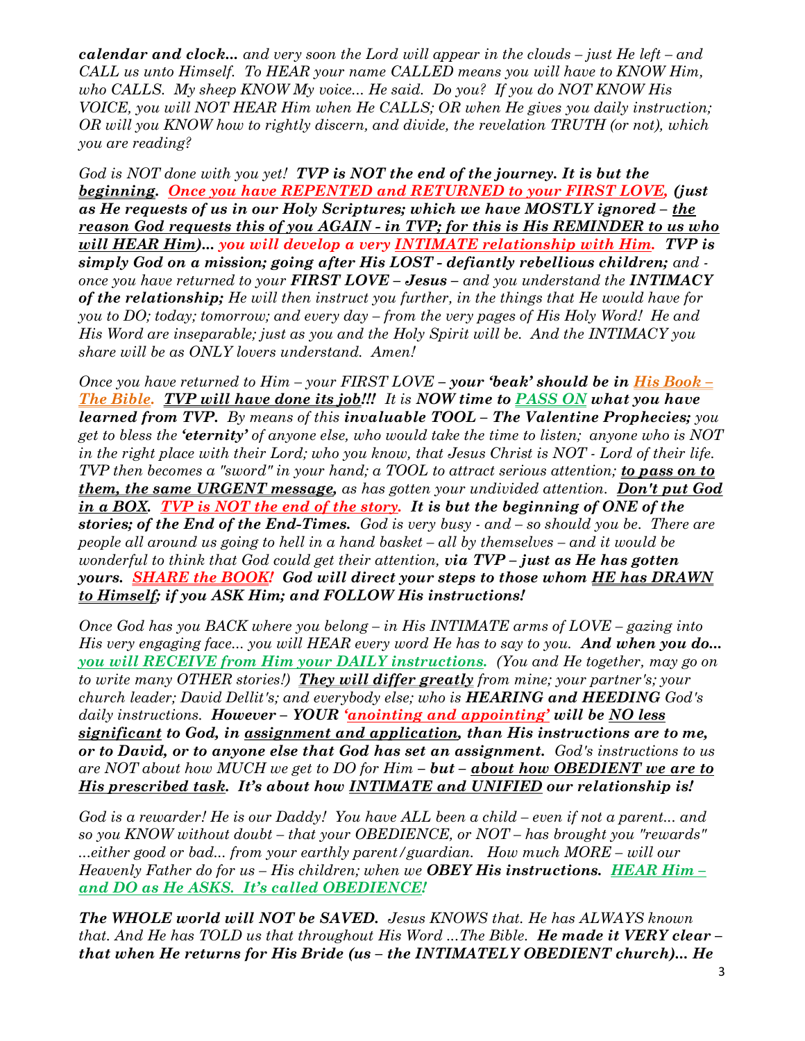*calendar and clock... and very soon the Lord will appear in the clouds – just He left – and CALL us unto Himself. To HEAR your name CALLED means you will have to KNOW Him, who CALLS. My sheep KNOW My voice... He said. Do you? If you do NOT KNOW His VOICE, you will NOT HEAR Him when He CALLS; OR when He gives you daily instruction; OR will you KNOW how to rightly discern, and divide, the revelation TRUTH (or not), which you are reading?*

*God is NOT done with you yet!* ***TVP is NOT the end of the journey. It is but the beginning. Once you have REPENTED and RETURNED to your FIRST LOVE, (just as He requests of us in our Holy Scriptures; which we have MOSTLY ignored – the reason God requests this of you AGAIN - in TVP; for this is His REMINDER to us who will HEAR Him)... you will develop a very INTIMATE relationship with Him. TVP is simply God on a mission; going after His LOST - defiantly rebellious children;*** *and - once you have returned to your* ***FIRST LOVE – Jesus*** *– and you understand the* ***INTIMACY of the relationship;*** *He will then instruct you further, in the things that He would have for you to DO; today; tomorrow; and every day – from the very pages of His Holy Word! He and His Word are inseparable; just as you and the Holy Spirit will be. And the INTIMACY you share will be as ONLY lovers understand. Amen!*

*Once you have returned to Him – your FIRST LOVE –* ***your 'beak' should be in His Book – The Bible. TVP will have done its job!!!*** *It is* ***NOW*** *time to* ***PASS ON what you have learned from TVP.*** *By means of this* ***invaluable TOOL – The Valentine Prophecies;*** *you get to bless the* ***'eternity'*** *of anyone else, who would take the time to listen; anyone who is NOT in the right place with their Lord; who you know, that Jesus Christ is NOT - Lord of their life. TVP then becomes a "sword" in your hand; a TOOL to attract serious attention;* ***to pass on to them, the same URGENT message,*** *as has gotten your undivided attention.* ***Don't put God in a BOX. TVP is NOT the end of the story. It is but the beginning of ONE of the stories; of the End of the End-Times.*** *God is very busy - and – so should you be. There are people all around us going to hell in a hand basket – all by themselves – and it would be wonderful to think that God could get their attention,* ***via TVP – just as He has gotten yours. SHARE the BOOK! God will direct your steps to those whom HE has DRAWN to Himself; if you ASK Him; and FOLLOW His instructions!***

*Once God has you BACK where you belong – in His INTIMATE arms of LOVE – gazing into His very engaging face... you will HEAR every word He has to say to you.* ***And when you do... you will RECEIVE from Him your DAILY instructions.*** *(You and He together, may go on to write many OTHER stories!)* ***They will differ greatly*** *from mine; your partner's; your church leader; David Dellit's; and everybody else; who is* ***HEARING and HEEDING*** *God's daily instructions.* ***However – YOUR 'anointing and appointing' will be NO less significant to God, in assignment and application, than His instructions are to me, or to David, or to anyone else that God has set an assignment.*** *God's instructions to us are NOT about how MUCH we get to DO for Him –* ***but – about how OBEDIENT we are to His prescribed task. It's about how INTIMATE and UNIFIED our relationship is!***

*God is a rewarder! He is our Daddy! You have ALL been a child – even if not a parent... and so you KNOW without doubt – that your OBEDIENCE, or NOT – has brought you "rewards" ...either good or bad... from your earthly parent/guardian. How much MORE – will our Heavenly Father do for us – His children; when we* ***OBEY His instructions. HEAR Him – and DO as He ASKS. It's called OBEDIENCE!***

***The WHOLE world will NOT be SAVED.*** *Jesus KNOWS that. He has ALWAYS known that. And He has TOLD us that throughout His Word ...The Bible.* ***He made it VERY clear – that when He returns for His Bride (us – the INTIMATELY OBEDIENT church)... He***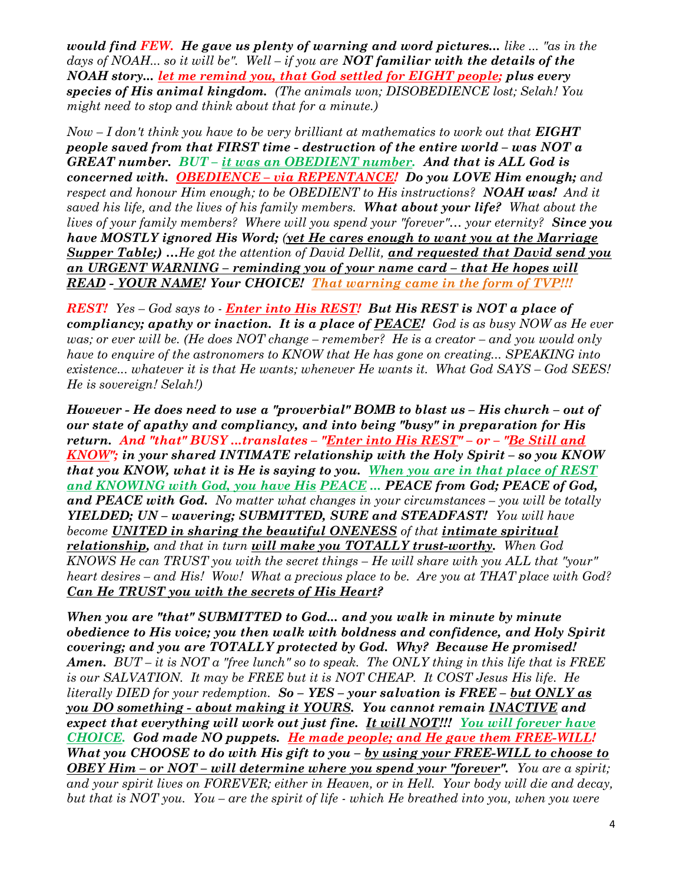***would find FEW. He gave us plenty of warning and word pictures...** like ... "as in the days of NOAH... so it will be". Well – if you are **NOT familiar with the details of the NOAH story... let me remind you, that God settled for EIGHT people; plus every species of His animal kingdom.** (The animals won; DISOBEDIENCE lost; Selah! You might need to stop and think about that for a minute.)*

*Now – I don't think you have to be very brilliant at mathematics to work out that **EIGHT people saved from that FIRST time - destruction of the entire world – was NOT a GREAT number. BUT – it was an OBEDIENT number. And that is ALL God is concerned with. OBEDIENCE – via REPENTANCE! Do you LOVE Him enough;** and respect and honour Him enough; to be OBEDIENT to His instructions? **NOAH was!** And it saved his life, and the lives of his family members. **What about your life?** What about the lives of your family members? Where will you spend your "forever"… your eternity? **Since you have MOSTLY ignored His Word; (yet He cares enough to want you at the Marriage Supper Table;) …**He got the attention of David Dellit, **and requested that David send you an URGENT WARNING – reminding you of your name card – that He hopes will READ - YOUR NAME! Your CHOICE! That warning came in the form of TVP!!!***

***REST!** Yes – God says to - **Enter into His REST! But His REST is NOT a place of compliancy; apathy or inaction. It is a place of PEACE!** God is as busy NOW as He ever was; or ever will be. (He does NOT change – remember? He is a creator – and you would only have to enquire of the astronomers to KNOW that He has gone on creating... SPEAKING into existence... whatever it is that He wants; whenever He wants it. What God SAYS – God SEES! He is sovereign! Selah!)*

***However - He does need to use a "proverbial" BOMB to blast us – His church – out of our state of apathy and compliancy, and into being "busy" in preparation for His return. And "that" BUSY ...translates – "Enter into His REST" – or – "Be Still and KNOW"; in your shared INTIMATE relationship with the Holy Spirit – so you KNOW that you KNOW, what it is He is saying to you. When you are in that place of REST and KNOWING with God, you have His PEACE ... PEACE from God; PEACE of God, and PEACE with God.** No matter what changes in your circumstances – you will be totally **YIELDED; UN – wavering; SUBMITTED, SURE and STEADFAST!** You will have become **UNITED in sharing the beautiful ONENESS** of that **intimate spiritual relationship,** and that in turn **will make you TOTALLY trust-worthy.** When God KNOWS He can TRUST you with the secret things – He will share with you ALL that "your" heart desires – and His! Wow! What a precious place to be. Are you at THAT place with God? **Can He TRUST you with the secrets of His Heart?***

***When you are "that" SUBMITTED to God... and you walk in minute by minute obedience to His voice; you then walk with boldness and confidence, and Holy Spirit covering; and you are TOTALLY protected by God. Why? Because He promised! Amen.** BUT – it is NOT a "free lunch" so to speak. The ONLY thing in this life that is FREE is our SALVATION. It may be FREE but it is NOT CHEAP. It COST Jesus His life. He literally DIED for your redemption. **So – YES – your salvation is FREE – but ONLY as you DO something - about making it YOURS. You cannot remain INACTIVE and expect that everything will work out just fine. It will NOT!!! You will forever have CHOICE. God made NO puppets. He made people; and He gave them FREE-WILL! What you CHOOSE to do with His gift to you – by using your FREE-WILL to choose to OBEY Him – or NOT – will determine where you spend your "forever".** You are a spirit; and your spirit lives on FOREVER; either in Heaven, or in Hell. Your body will die and decay, but that is NOT you. You – are the spirit of life - which He breathed into you, when you were*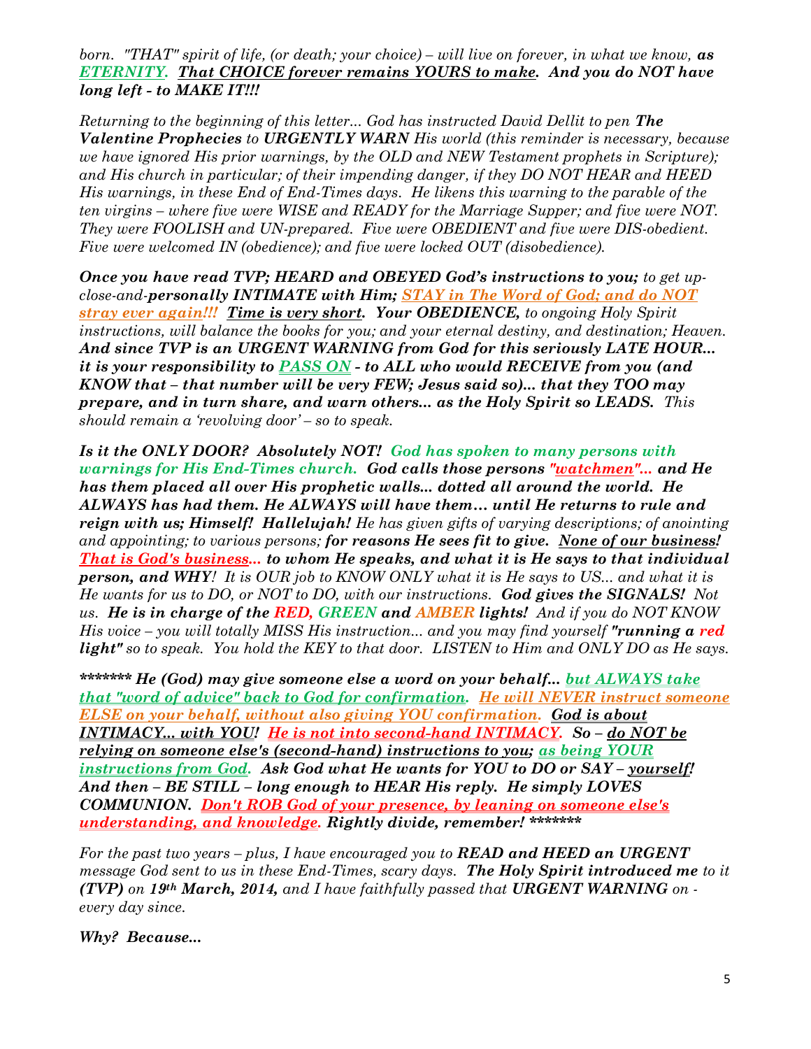*born. "THAT" spirit of life, (or death; your choice) – will live on forever, in what we know,* ***as ETERNITY. That CHOICE forever remains YOURS to make. And you do NOT have long left - to MAKE IT!!!***

*Returning to the beginning of this letter... God has instructed David Dellit to pen* ***The Valentine Prophecies*** *to* ***URGENTLY WARN*** *His world (this reminder is necessary, because we have ignored His prior warnings, by the OLD and NEW Testament prophets in Scripture); and His church in particular; of their impending danger, if they DO NOT HEAR and HEED His warnings, in these End of End-Times days. He likens this warning to the parable of the ten virgins – where five were WISE and READY for the Marriage Supper; and five were NOT. They were FOOLISH and UN-prepared. Five were OBEDIENT and five were DIS-obedient. Five were welcomed IN (obedience); and five were locked OUT (disobedience).*

***Once you have read TVP; HEARD and OBEYED God's instructions to you;*** *to get up-close-and-****personally INTIMATE with Him; STAY in The Word of God; and do NOT stray ever again!!! Time is very short. Your OBEDIENCE,*** *to ongoing Holy Spirit instructions, will balance the books for you; and your eternal destiny, and destination; Heaven.* ***And since TVP is an URGENT WARNING from God for this seriously LATE HOUR... it is your responsibility to PASS ON - to ALL who would RECEIVE from you (and KNOW that – that number will be very FEW; Jesus said so)... that they TOO may prepare, and in turn share, and warn others... as the Holy Spirit so LEADS.*** *This should remain a 'revolving door' – so to speak.*

***Is it the ONLY DOOR? Absolutely NOT! God has spoken to many persons with warnings for His End-Times church. God calls those persons "watchmen"... and He has them placed all over His prophetic walls... dotted all around the world. He ALWAYS has had them. He ALWAYS will have them… until He returns to rule and reign with us; Himself! Hallelujah!*** *He has given gifts of varying descriptions; of anointing and appointing; to various persons;* ***for reasons He sees fit to give. None of our business! That is God's business... to whom He speaks, and what it is He says to that individual person, and WHY****! It is OUR job to KNOW ONLY what it is He says to US... and what it is He wants for us to DO, or NOT to DO, with our instructions.* ***God gives the SIGNALS!*** *Not us.* ***He is in charge of the RED, GREEN and AMBER lights!*** *And if you do NOT KNOW His voice – you will totally MISS His instruction... and you may find yourself* ***"running a red light"*** *so to speak. You hold the KEY to that door. LISTEN to Him and ONLY DO as He says.*

****************** He (God) may give someone else a word on your behalf... but ALWAYS take that "word of advice" back to God for confirmation. He will NEVER instruct someone ELSE on your behalf, without also giving YOU confirmation. God is about INTIMACY... with YOU! He is not into second-hand INTIMACY. So – do NOT be relying on someone else's (second-hand) instructions to you; as being YOUR instructions from God. Ask God what He wants for YOU to DO or SAY – yourself! And then – BE STILL – long enough to HEAR His reply. He simply LOVES COMMUNION. Don't ROB God of your presence, by leaning on someone else's understanding, and knowledge. Rightly divide, remember! **************

*For the past two years – plus, I have encouraged you to* ***READ and HEED an URGENT*** *message God sent to us in these End-Times, scary days.* ***The Holy Spirit introduced me*** *to it* ***(TVP)*** *on* ***19th March, 2014,*** *and I have faithfully passed that* ***URGENT WARNING*** *on - every day since.*

***Why? Because...***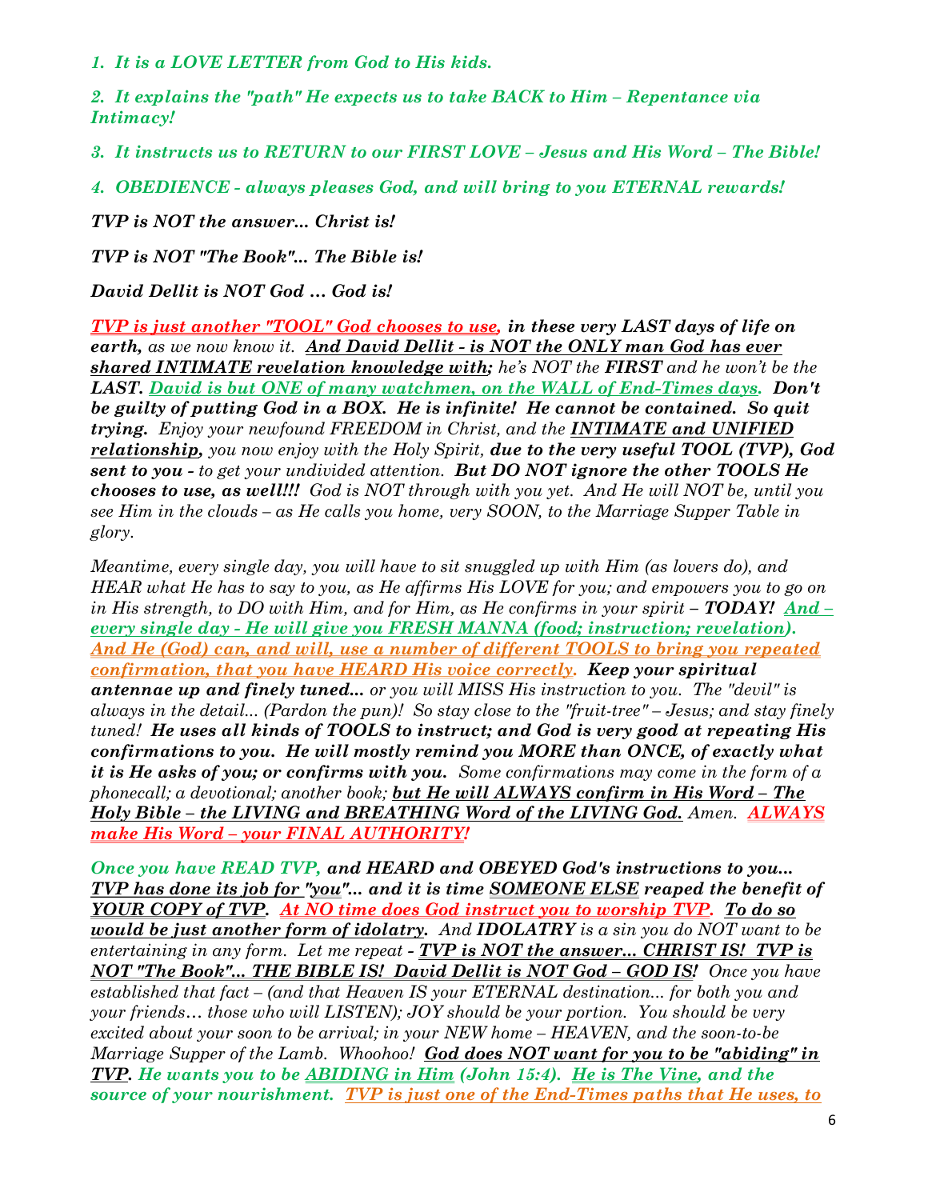*1. It is a LOVE LETTER from God to His kids.*

*2. It explains the "path" He expects us to take BACK to Him – Repentance via Intimacy!*

*3. It instructs us to RETURN to our FIRST LOVE – Jesus and His Word – The Bible!*

*4. OBEDIENCE - always pleases God, and will bring to you ETERNAL rewards!*

***TVP is NOT the answer... Christ is!***

***TVP is NOT "The Book"... The Bible is!***

***David Dellit is NOT God ... God is!***

***TVP is just another "TOOL" God chooses to use, in these very LAST days of life on earth,*** *as we now know it.* ***And David Dellit - is NOT the ONLY man God has ever shared INTIMATE revelation knowledge with;*** *he's NOT the* ***FIRST*** *and he won't be the* ***LAST. David is but ONE of many watchmen, on the WALL of End-Times days. Don't be guilty of putting God in a BOX. He is infinite! He cannot be contained. So quit trying.*** *Enjoy your newfound FREEDOM in Christ, and the* ***INTIMATE and UNIFIED relationship,*** *you now enjoy with the Holy Spirit,* ***due to the very useful TOOL (TVP), God sent to you -*** *to get your undivided attention.* ***But DO NOT ignore the other TOOLS He chooses to use, as well!!!*** *God is NOT through with you yet. And He will NOT be, until you see Him in the clouds – as He calls you home, very SOON, to the Marriage Supper Table in glory.*

*Meantime, every single day, you will have to sit snuggled up with Him (as lovers do), and HEAR what He has to say to you, as He affirms His LOVE for you; and empowers you to go on in His strength, to DO with Him, and for Him, as He confirms in your spirit –* ***TODAY! And – every single day - He will give you FRESH MANNA (food; instruction; revelation). And He (God) can, and will, use a number of different TOOLS to bring you repeated confirmation, that you have HEARD His voice correctly. Keep your spiritual antennae up and finely tuned...*** *or you will MISS His instruction to you. The "devil" is always in the detail... (Pardon the pun)! So stay close to the "fruit-tree" – Jesus; and stay finely tuned!* ***He uses all kinds of TOOLS to instruct; and God is very good at repeating His confirmations to you. He will mostly remind you MORE than ONCE, of exactly what it is He asks of you; or confirms with you.*** *Some confirmations may come in the form of a phonecall; a devotional; another book;* ***but He will ALWAYS confirm in His Word – The Holy Bible – the LIVING and BREATHING Word of the LIVING God.*** *Amen.* ***ALWAYS make His Word – your FINAL AUTHORITY!***

***Once you have READ TVP, and HEARD and OBEYED God's instructions to you... TVP has done its job for "you"... and it is time SOMEONE ELSE reaped the benefit of YOUR COPY of TVP. At NO time does God instruct you to worship TVP. To do so would be just another form of idolatry.*** *And* ***IDOLATRY*** *is a sin you do NOT want to be entertaining in any form. Let me repeat -* ***TVP is NOT the answer... CHRIST IS! TVP is NOT "The Book"... THE BIBLE IS! David Dellit is NOT God – GOD IS!*** *Once you have established that fact – (and that Heaven IS your ETERNAL destination... for both you and your friends… those who will LISTEN); JOY should be your portion. You should be very excited about your soon to be arrival; in your NEW home – HEAVEN, and the soon-to-be Marriage Supper of the Lamb. Whoohoo!* ***God does NOT want for you to be "abiding" in TVP. He wants you to be ABIDING in Him (John 15:4). He is The Vine, and the source of your nourishment. TVP is just one of the End-Times paths that He uses, to***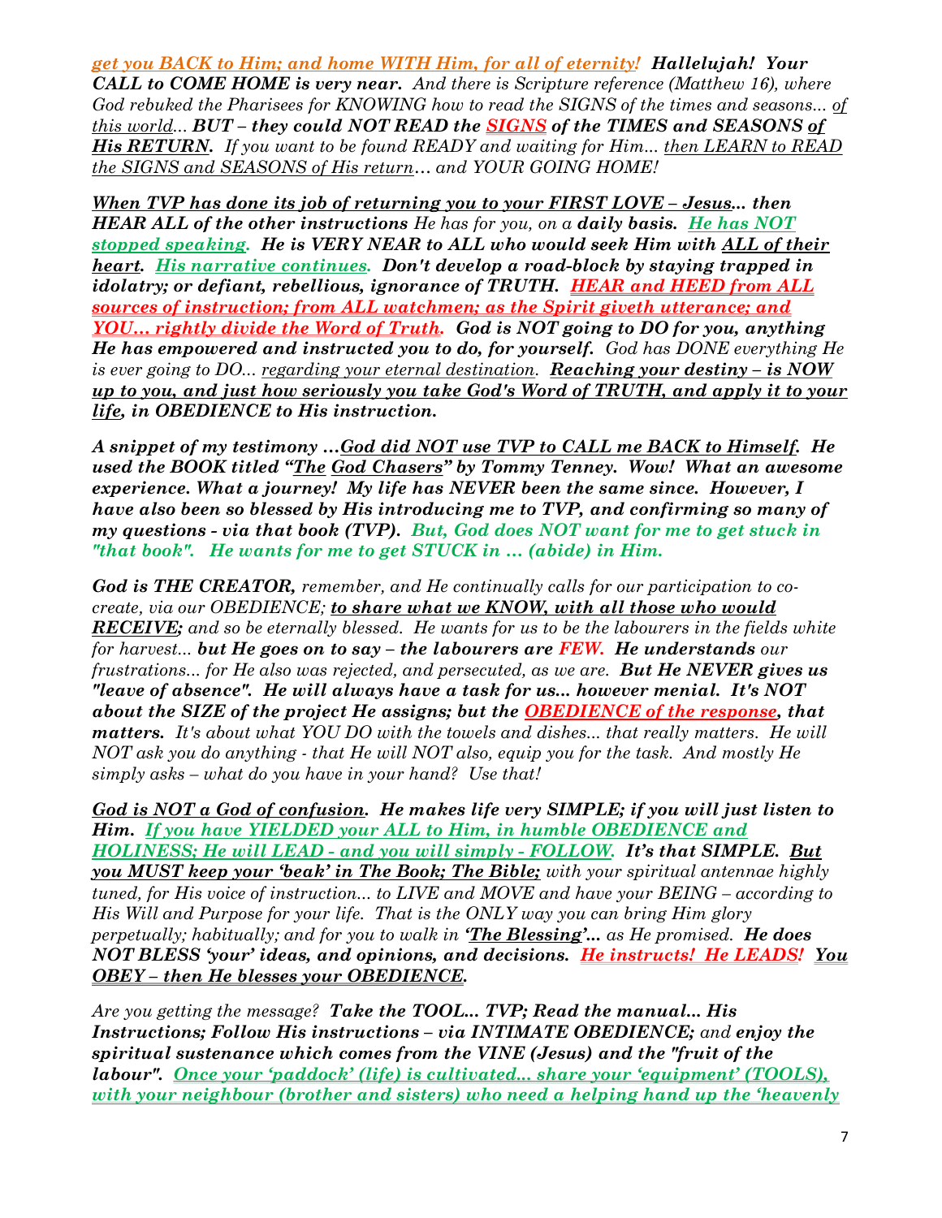***get you BACK to Him; and home WITH Him, for all of eternity!* Hallelujah! Your CALL to COME HOME is very near.** *And there is Scripture reference (Matthew 16), where God rebuked the Pharisees for KNOWING how to read the SIGNS of the times and seasons... of this world...* ***BUT – they could NOT READ the SIGNS of the TIMES and SEASONS of His RETURN.*** *If you want to be found READY and waiting for Him... then LEARN to READ the SIGNS and SEASONS of His return… and YOUR GOING HOME!*

***When TVP has done its job of returning you to your FIRST LOVE – Jesus... then HEAR ALL of the other instructions*** *He has for you, on a* ***daily basis. He has NOT stopped speaking. He is VERY NEAR to ALL who would seek Him with ALL of their heart. His narrative continues. Don't develop a road-block by staying trapped in idolatry; or defiant, rebellious, ignorance of TRUTH. HEAR and HEED from ALL sources of instruction; from ALL watchmen; as the Spirit giveth utterance; and YOU... rightly divide the Word of Truth. God is NOT going to DO for you, anything He has empowered and instructed you to do, for yourself.*** *God has DONE everything He is ever going to DO... regarding your eternal destination.* ***Reaching your destiny – is NOW up to you, and just how seriously you take God's Word of TRUTH, and apply it to your life, in OBEDIENCE to His instruction.***

***A snippet of my testimony …God did NOT use TVP to CALL me BACK to Himself. He used the BOOK titled "The God Chasers" by Tommy Tenney. Wow! What an awesome experience. What a journey! My life has NEVER been the same since. However, I have also been so blessed by His introducing me to TVP, and confirming so many of my questions - via that book (TVP). But, God does NOT want for me to get stuck in "that book". He wants for me to get STUCK in ... (abide) in Him.***

***God is THE CREATOR,*** *remember, and He continually calls for our participation to co-create, via our OBEDIENCE;* ***to share what we KNOW, with all those who would RECEIVE;*** *and so be eternally blessed. He wants for us to be the labourers in the fields white for harvest...* ***but He goes on to say – the labourers are FEW. He understands*** *our frustrations... for He also was rejected, and persecuted, as we are.* ***But He NEVER gives us "leave of absence". He will always have a task for us... however menial. It's NOT about the SIZE of the project He assigns; but the OBEDIENCE of the response, that matters.*** *It's about what YOU DO with the towels and dishes... that really matters. He will NOT ask you do anything - that He will NOT also, equip you for the task. And mostly He simply asks – what do you have in your hand? Use that!*

***God is NOT a God of confusion. He makes life very SIMPLE; if you will just listen to Him. If you have YIELDED your ALL to Him, in humble OBEDIENCE and HOLINESS; He will LEAD - and you will simply - FOLLOW. It's that SIMPLE. But you MUST keep your 'beak' in The Book; The Bible;*** *with your spiritual antennae highly tuned, for His voice of instruction... to LIVE and MOVE and have your BEING – according to His Will and Purpose for your life. That is the ONLY way you can bring Him glory perpetually; habitually; and for you to walk in* ***'The Blessing'...*** *as He promised.* ***He does NOT BLESS 'your' ideas, and opinions, and decisions. He instructs! He LEADS! You OBEY – then He blesses your OBEDIENCE.***

*Are you getting the message?* ***Take the TOOL... TVP; Read the manual... His Instructions; Follow His instructions – via INTIMATE OBEDIENCE;*** *and* ***enjoy the spiritual sustenance which comes from the VINE (Jesus) and the "fruit of the labour". Once your 'paddock' (life) is cultivated... share your 'equipment' (TOOLS), with your neighbour (brother and sisters) who need a helping hand up the 'heavenly***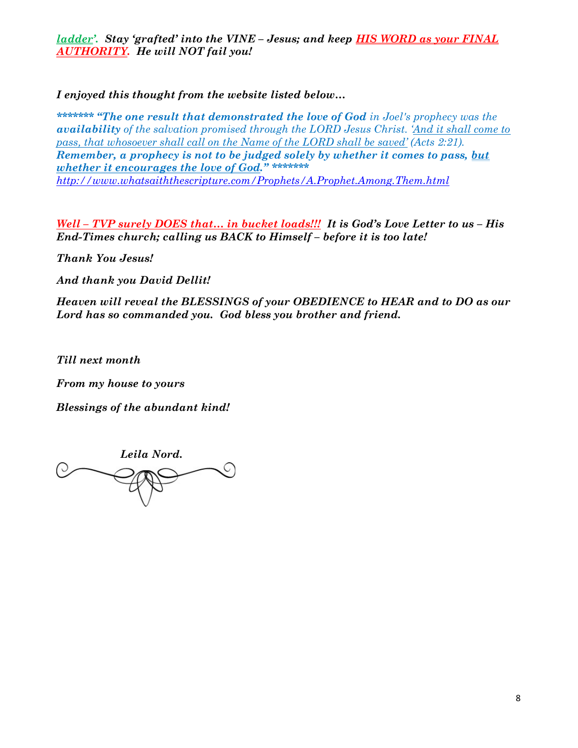***ladder'***. ***Stay 'grafted' into the VINE – Jesus; and keep HIS WORD as your FINAL AUTHORITY. He will NOT fail you!***

***I enjoyed this thought from the website listed below…***

******* ***"The one result that demonstrated the love of God*** *in Joel's prophecy was the* ***availability*** *of the salvation promised through the LORD Jesus Christ. 'And it shall come to pass, that whosoever shall call on the Name of the LORD shall be saved' (Acts 2:21).* ***Remember, a prophecy is not to be judged solely by whether it comes to pass, but whether it encourages the love of God." ********
*http://www.whatsaiththescripture.com/Prophets/A.Prophet.Among.Them.html*

***Well – TVP surely DOES that… in bucket loads!!! It is God's Love Letter to us – His End-Times church; calling us BACK to Himself – before it is too late!***

***Thank You Jesus!***

***And thank you David Dellit!***

***Heaven will reveal the BLESSINGS of your OBEDIENCE to HEAR and to DO as our Lord has so commanded you. God bless you brother and friend.***

***Till next month***

***From my house to yours***

***Blessings of the abundant kind!***

***Leila Nord.***